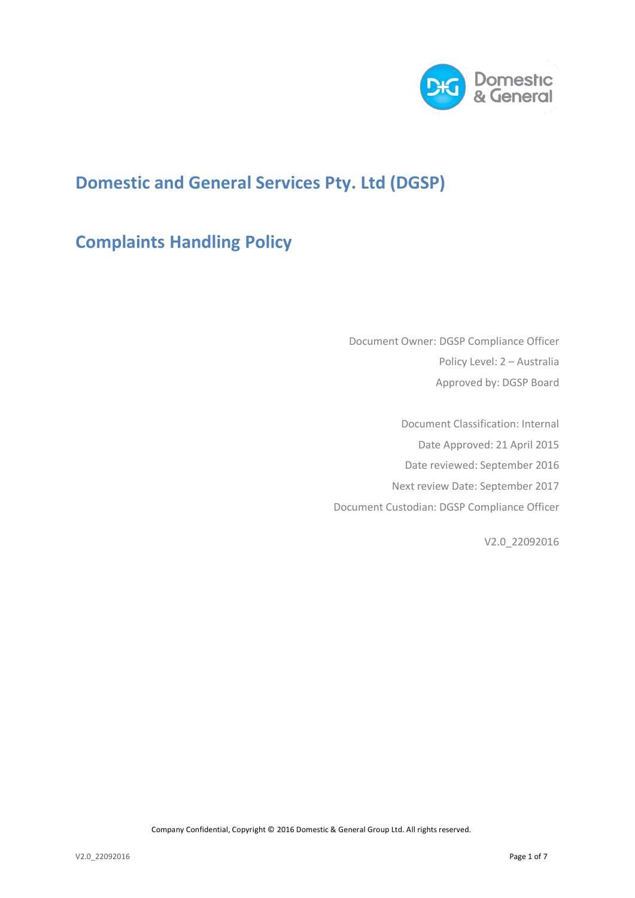# Domestic and General Services Pty. Ltd (DGSP)

## Complaints Handling Policy

Document Owner: DGSP Compliance Officer

Policy Level: 2 – Australia

Approved by: DGSP Board

Document Classification: Internal

Date Approved: 21 April 2015

Date reviewed: September 2016

Next review Date: September 2017

Document Custodian: DGSP Compliance Officer

V2.0_22092016

Company Confidential, Copyright © 2016 Domestic & General Group Ltd. All rights reserved.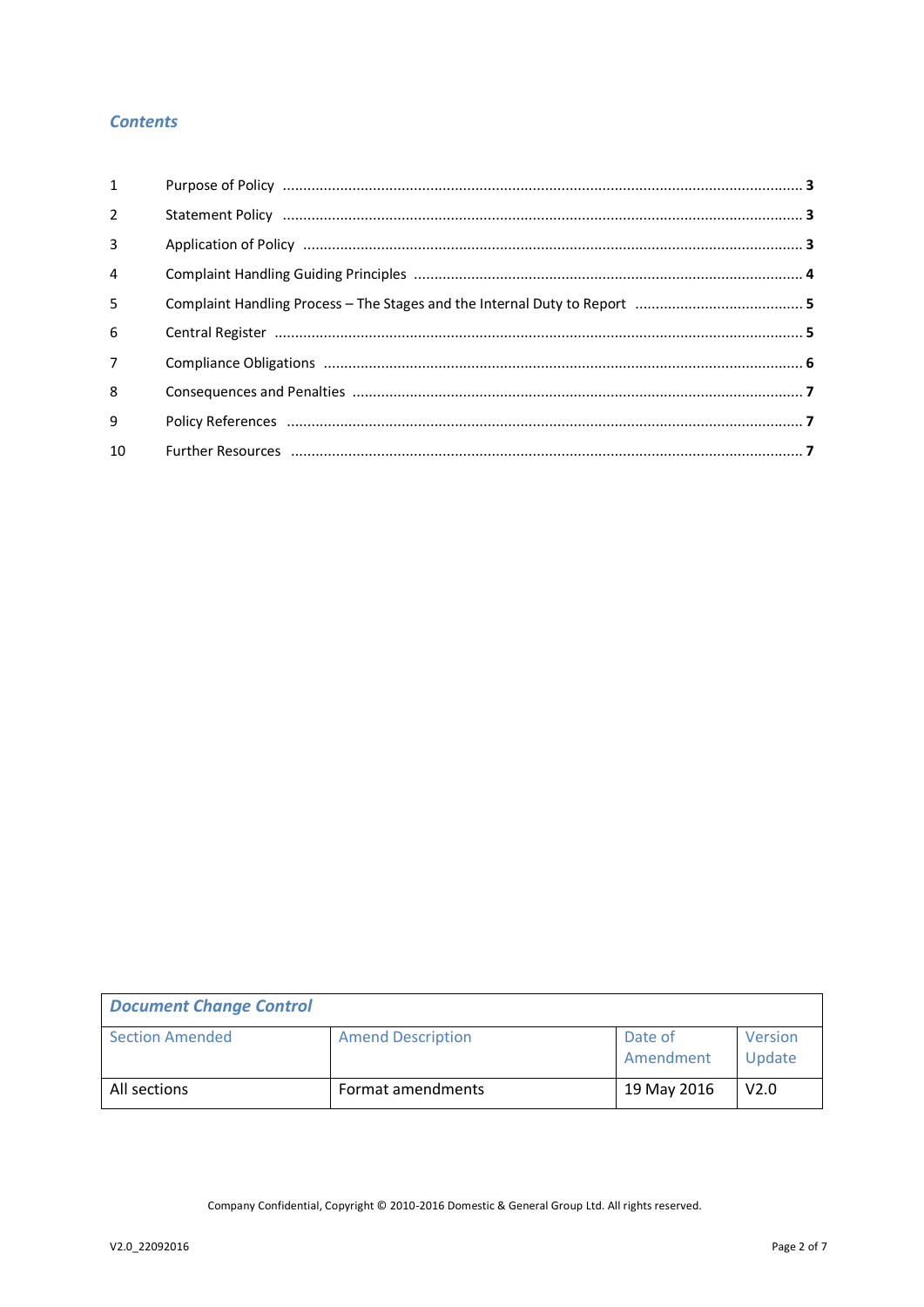## *Contents*

| | | |
|---|---|---|
| 1 | Purpose of Policy | 3 |
| 2 | Statement Policy | 3 |
| 3 | Application of Policy | 3 |
| 4 | Complaint Handling Guiding Principles | 4 |
| 5 | Complaint Handling Process – The Stages and the Internal Duty to Report | 5 |
| 6 | Central Register | 5 |
| 7 | Compliance Obligations | 6 |
| 8 | Consequences and Penalties | 7 |
| 9 | Policy References | 7 |
| 10 | Further Resources | 7 |

| ***Document Change Control*** | | | |
|---|---|---|---|
| Section Amended | Amend Description | Date of Amendment | Version Update |
| All sections | Format amendments | 19 May 2016 | V2.0 |

Company Confidential, Copyright © 2010-2016 Domestic & General Group Ltd. All rights reserved.

V2.0_22092016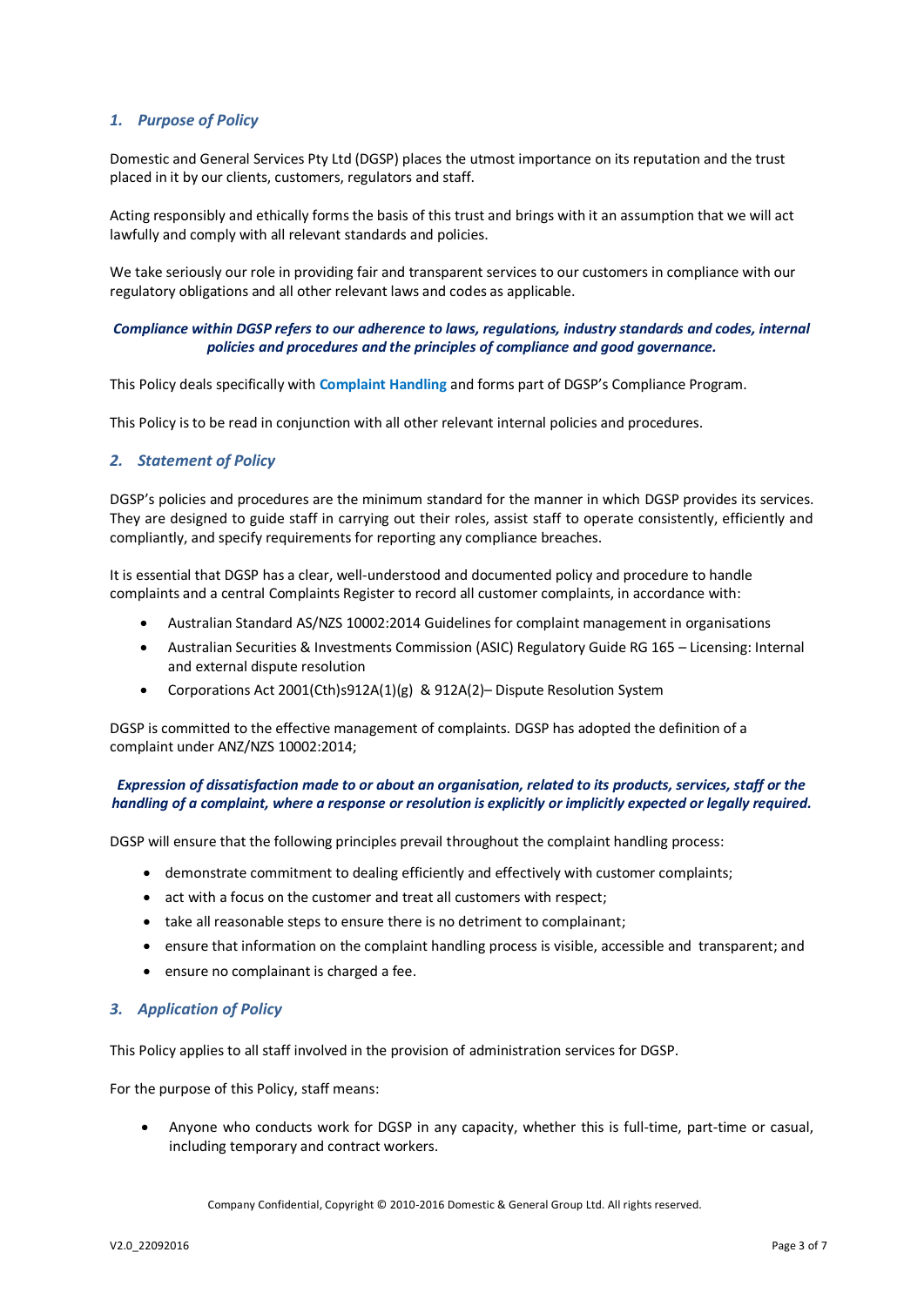## *1. Purpose of Policy*

Domestic and General Services Pty Ltd (DGSP) places the utmost importance on its reputation and the trust placed in it by our clients, customers, regulators and staff.

Acting responsibly and ethically forms the basis of this trust and brings with it an assumption that we will act lawfully and comply with all relevant standards and policies.

We take seriously our role in providing fair and transparent services to our customers in compliance with our regulatory obligations and all other relevant laws and codes as applicable.

***Compliance within DGSP refers to our adherence to laws, regulations, industry standards and codes, internal policies and procedures and the principles of compliance and good governance.***

This Policy deals specifically with **Complaint Handling** and forms part of DGSP's Compliance Program.

This Policy is to be read in conjunction with all other relevant internal policies and procedures.

## *2. Statement of Policy*

DGSP's policies and procedures are the minimum standard for the manner in which DGSP provides its services. They are designed to guide staff in carrying out their roles, assist staff to operate consistently, efficiently and compliantly, and specify requirements for reporting any compliance breaches.

It is essential that DGSP has a clear, well-understood and documented policy and procedure to handle complaints and a central Complaints Register to record all customer complaints, in accordance with:

- Australian Standard AS/NZS 10002:2014 Guidelines for complaint management in organisations
- Australian Securities & Investments Commission (ASIC) Regulatory Guide RG 165 – Licensing: Internal and external dispute resolution
- Corporations Act 2001(Cth)s912A(1)(g) & 912A(2)– Dispute Resolution System

DGSP is committed to the effective management of complaints. DGSP has adopted the definition of a complaint under ANZ/NZS 10002:2014;

***Expression of dissatisfaction made to or about an organisation, related to its products, services, staff or the handling of a complaint, where a response or resolution is explicitly or implicitly expected or legally required.***

DGSP will ensure that the following principles prevail throughout the complaint handling process:

- demonstrate commitment to dealing efficiently and effectively with customer complaints;
- act with a focus on the customer and treat all customers with respect;
- take all reasonable steps to ensure there is no detriment to complainant;
- ensure that information on the complaint handling process is visible, accessible and transparent; and
- ensure no complainant is charged a fee.

## *3. Application of Policy*

This Policy applies to all staff involved in the provision of administration services for DGSP.

For the purpose of this Policy, staff means:

- Anyone who conducts work for DGSP in any capacity, whether this is full-time, part-time or casual, including temporary and contract workers.

Company Confidential, Copyright © 2010-2016 Domestic & General Group Ltd. All rights reserved.

V2.0_22092016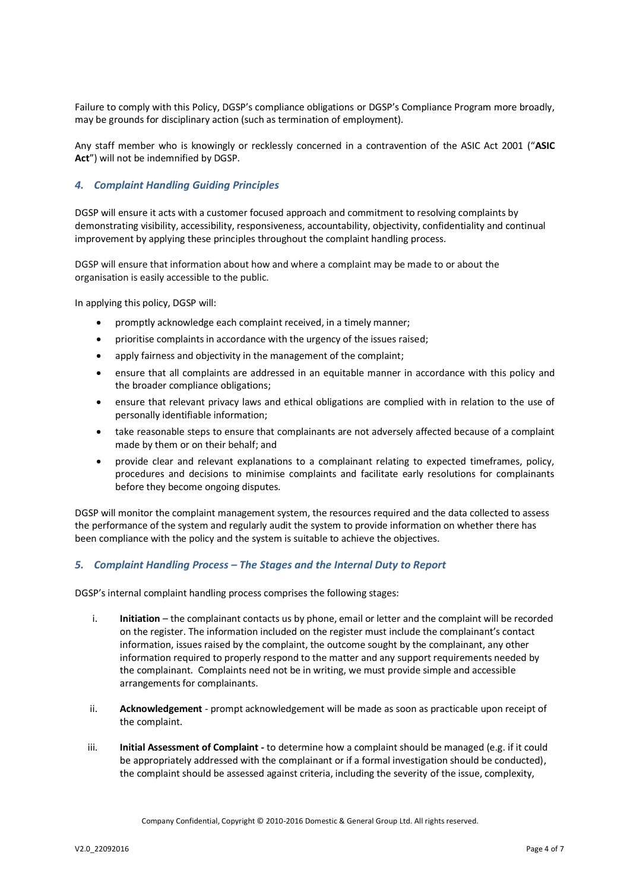Failure to comply with this Policy, DGSP's compliance obligations or DGSP's Compliance Program more broadly, may be grounds for disciplinary action (such as termination of employment).

Any staff member who is knowingly or recklessly concerned in a contravention of the ASIC Act 2001 ("**ASIC Act**") will not be indemnified by DGSP.

## *4. Complaint Handling Guiding Principles*

DGSP will ensure it acts with a customer focused approach and commitment to resolving complaints by demonstrating visibility, accessibility, responsiveness, accountability, objectivity, confidentiality and continual improvement by applying these principles throughout the complaint handling process.

DGSP will ensure that information about how and where a complaint may be made to or about the organisation is easily accessible to the public.

In applying this policy, DGSP will:

- promptly acknowledge each complaint received, in a timely manner;
- prioritise complaints in accordance with the urgency of the issues raised;
- apply fairness and objectivity in the management of the complaint;
- ensure that all complaints are addressed in an equitable manner in accordance with this policy and the broader compliance obligations;
- ensure that relevant privacy laws and ethical obligations are complied with in relation to the use of personally identifiable information;
- take reasonable steps to ensure that complainants are not adversely affected because of a complaint made by them or on their behalf; and
- provide clear and relevant explanations to a complainant relating to expected timeframes, policy, procedures and decisions to minimise complaints and facilitate early resolutions for complainants before they become ongoing disputes.

DGSP will monitor the complaint management system, the resources required and the data collected to assess the performance of the system and regularly audit the system to provide information on whether there has been compliance with the policy and the system is suitable to achieve the objectives.

## *5. Complaint Handling Process – The Stages and the Internal Duty to Report*

DGSP's internal complaint handling process comprises the following stages:

i. **Initiation** – the complainant contacts us by phone, email or letter and the complaint will be recorded on the register. The information included on the register must include the complainant's contact information, issues raised by the complaint, the outcome sought by the complainant, any other information required to properly respond to the matter and any support requirements needed by the complainant. Complaints need not be in writing, we must provide simple and accessible arrangements for complainants.

ii. **Acknowledgement** - prompt acknowledgement will be made as soon as practicable upon receipt of the complaint.

iii. **Initial Assessment of Complaint -** to determine how a complaint should be managed (e.g. if it could be appropriately addressed with the complainant or if a formal investigation should be conducted), the complaint should be assessed against criteria, including the severity of the issue, complexity,

Company Confidential, Copyright © 2010-2016 Domestic & General Group Ltd. All rights reserved.

V2.0_22092016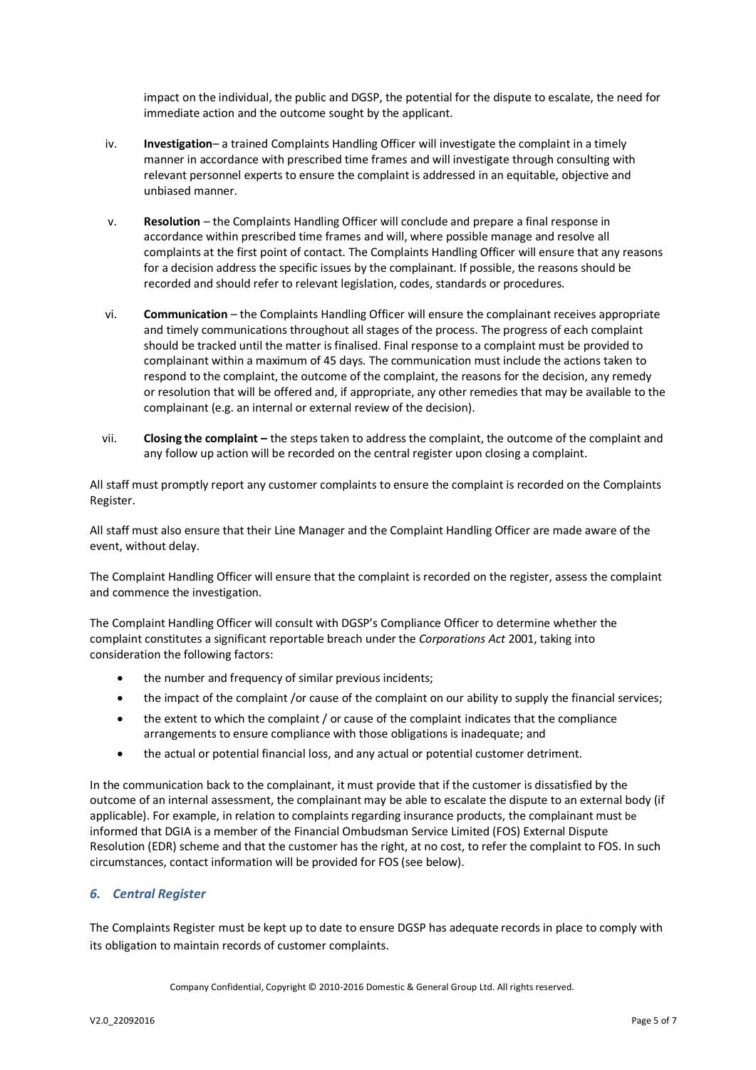impact on the individual, the public and DGSP, the potential for the dispute to escalate, the need for immediate action and the outcome sought by the applicant.

iv. **Investigation**– a trained Complaints Handling Officer will investigate the complaint in a timely manner in accordance with prescribed time frames and will investigate through consulting with relevant personnel experts to ensure the complaint is addressed in an equitable, objective and unbiased manner.

v. **Resolution** – the Complaints Handling Officer will conclude and prepare a final response in accordance within prescribed time frames and will, where possible manage and resolve all complaints at the first point of contact. The Complaints Handling Officer will ensure that any reasons for a decision address the specific issues by the complainant. If possible, the reasons should be recorded and should refer to relevant legislation, codes, standards or procedures.

vi. **Communication** – the Complaints Handling Officer will ensure the complainant receives appropriate and timely communications throughout all stages of the process. The progress of each complaint should be tracked until the matter is finalised. Final response to a complaint must be provided to complainant within a maximum of 45 days. The communication must include the actions taken to respond to the complaint, the outcome of the complaint, the reasons for the decision, any remedy or resolution that will be offered and, if appropriate, any other remedies that may be available to the complainant (e.g. an internal or external review of the decision).

vii. **Closing the complaint –** the steps taken to address the complaint, the outcome of the complaint and any follow up action will be recorded on the central register upon closing a complaint.

All staff must promptly report any customer complaints to ensure the complaint is recorded on the Complaints Register.

All staff must also ensure that their Line Manager and the Complaint Handling Officer are made aware of the event, without delay.

The Complaint Handling Officer will ensure that the complaint is recorded on the register, assess the complaint and commence the investigation.

The Complaint Handling Officer will consult with DGSP's Compliance Officer to determine whether the complaint constitutes a significant reportable breach under the *Corporations Act* 2001, taking into consideration the following factors:

- the number and frequency of similar previous incidents;
- the impact of the complaint /or cause of the complaint on our ability to supply the financial services;
- the extent to which the complaint / or cause of the complaint indicates that the compliance arrangements to ensure compliance with those obligations is inadequate; and
- the actual or potential financial loss, and any actual or potential customer detriment.

In the communication back to the complainant, it must provide that if the customer is dissatisfied by the outcome of an internal assessment, the complainant may be able to escalate the dispute to an external body (if applicable). For example, in relation to complaints regarding insurance products, the complainant must be informed that DGIA is a member of the Financial Ombudsman Service Limited (FOS) External Dispute Resolution (EDR) scheme and that the customer has the right, at no cost, to refer the complaint to FOS. In such circumstances, contact information will be provided for FOS (see below).

## *6. Central Register*

The Complaints Register must be kept up to date to ensure DGSP has adequate records in place to comply with its obligation to maintain records of customer complaints.

Company Confidential, Copyright © 2010-2016 Domestic & General Group Ltd. All rights reserved.

V2.0_22092016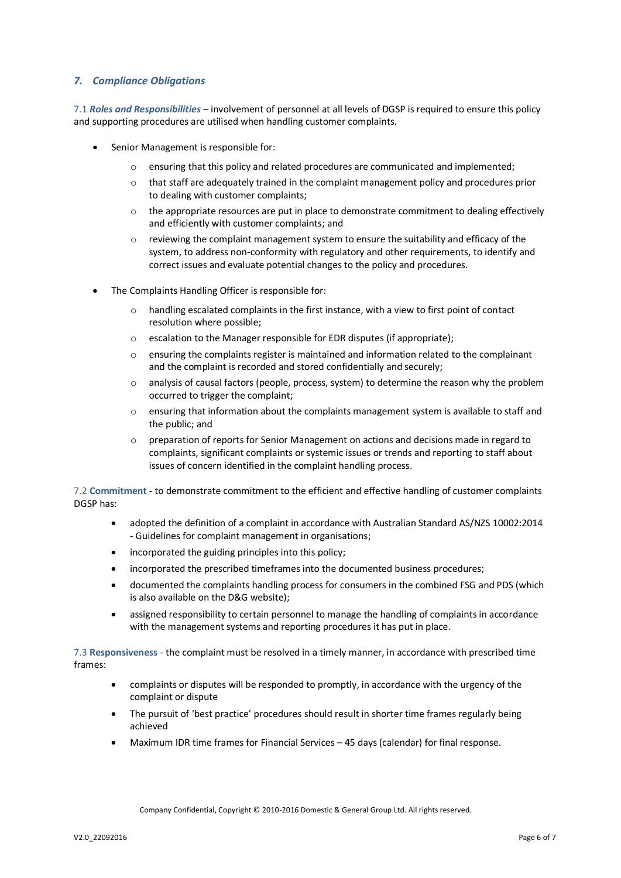## *7. Compliance Obligations*

7.1 ***Roles and Responsibilities*** – involvement of personnel at all levels of DGSP is required to ensure this policy and supporting procedures are utilised when handling customer complaints.

- Senior Management is responsible for:
  - ensuring that this policy and related procedures are communicated and implemented;
  - that staff are adequately trained in the complaint management policy and procedures prior to dealing with customer complaints;
  - the appropriate resources are put in place to demonstrate commitment to dealing effectively and efficiently with customer complaints; and
  - reviewing the complaint management system to ensure the suitability and efficacy of the system, to address non-conformity with regulatory and other requirements, to identify and correct issues and evaluate potential changes to the policy and procedures.
- The Complaints Handling Officer is responsible for:
  - handling escalated complaints in the first instance, with a view to first point of contact resolution where possible;
  - escalation to the Manager responsible for EDR disputes (if appropriate);
  - ensuring the complaints register is maintained and information related to the complainant and the complaint is recorded and stored confidentially and securely;
  - analysis of causal factors (people, process, system) to determine the reason why the problem occurred to trigger the complaint;
  - ensuring that information about the complaints management system is available to staff and the public; and
  - preparation of reports for Senior Management on actions and decisions made in regard to complaints, significant complaints or systemic issues or trends and reporting to staff about issues of concern identified in the complaint handling process.

7.2 **Commitment** - to demonstrate commitment to the efficient and effective handling of customer complaints DGSP has:

- adopted the definition of a complaint in accordance with Australian Standard AS/NZS 10002:2014 - Guidelines for complaint management in organisations;
- incorporated the guiding principles into this policy;
- incorporated the prescribed timeframes into the documented business procedures;
- documented the complaints handling process for consumers in the combined FSG and PDS (which is also available on the D&G website);
- assigned responsibility to certain personnel to manage the handling of complaints in accordance with the management systems and reporting procedures it has put in place.

7.3 **Responsiveness** - the complaint must be resolved in a timely manner, in accordance with prescribed time frames:

- complaints or disputes will be responded to promptly, in accordance with the urgency of the complaint or dispute
- The pursuit of 'best practice' procedures should result in shorter time frames regularly being achieved
- Maximum IDR time frames for Financial Services – 45 days (calendar) for final response.

Company Confidential, Copyright © 2010-2016 Domestic & General Group Ltd. All rights reserved.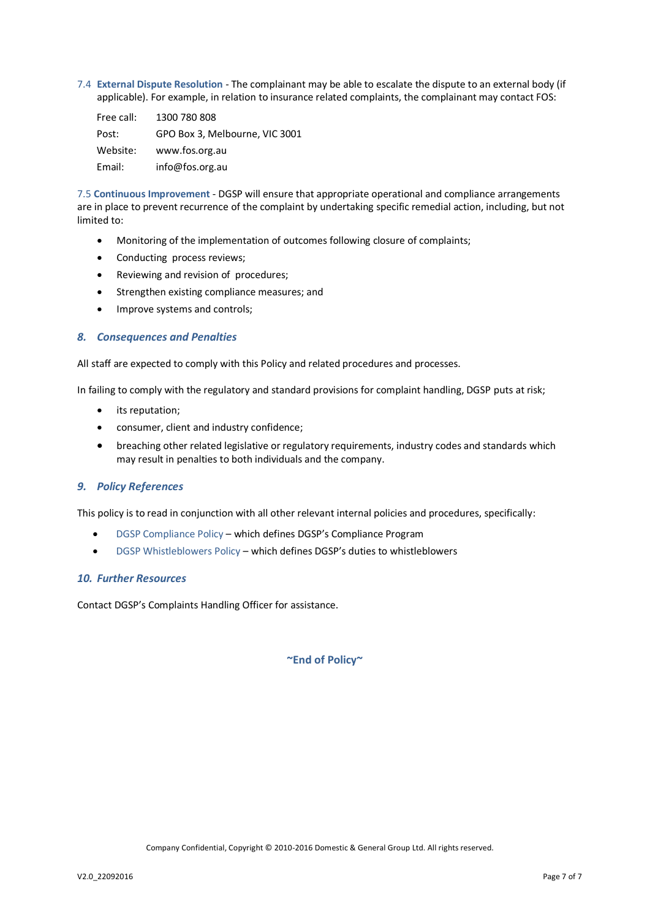7.4 **External Dispute Resolution** - The complainant may be able to escalate the dispute to an external body (if applicable). For example, in relation to insurance related complaints, the complainant may contact FOS:

| | |
|---|---|
| Free call: | 1300 780 808 |
| Post: | GPO Box 3, Melbourne, VIC 3001 |
| Website: | www.fos.org.au |
| Email: | info@fos.org.au |

7.5 **Continuous Improvement** - DGSP will ensure that appropriate operational and compliance arrangements are in place to prevent recurrence of the complaint by undertaking specific remedial action, including, but not limited to:

- Monitoring of the implementation of outcomes following closure of complaints;
- Conducting process reviews;
- Reviewing and revision of procedures;
- Strengthen existing compliance measures; and
- Improve systems and controls;

## *8. Consequences and Penalties*

All staff are expected to comply with this Policy and related procedures and processes.

In failing to comply with the regulatory and standard provisions for complaint handling, DGSP puts at risk;

- its reputation;
- consumer, client and industry confidence;
- breaching other related legislative or regulatory requirements, industry codes and standards which may result in penalties to both individuals and the company.

## *9. Policy References*

This policy is to read in conjunction with all other relevant internal policies and procedures, specifically:

- DGSP Compliance Policy – which defines DGSP's Compliance Program
- DGSP Whistleblowers Policy – which defines DGSP's duties to whistleblowers

## *10. Further Resources*

Contact DGSP's Complaints Handling Officer for assistance.

**~End of Policy~**

Company Confidential, Copyright © 2010-2016 Domestic & General Group Ltd. All rights reserved.

V2.0_22092016